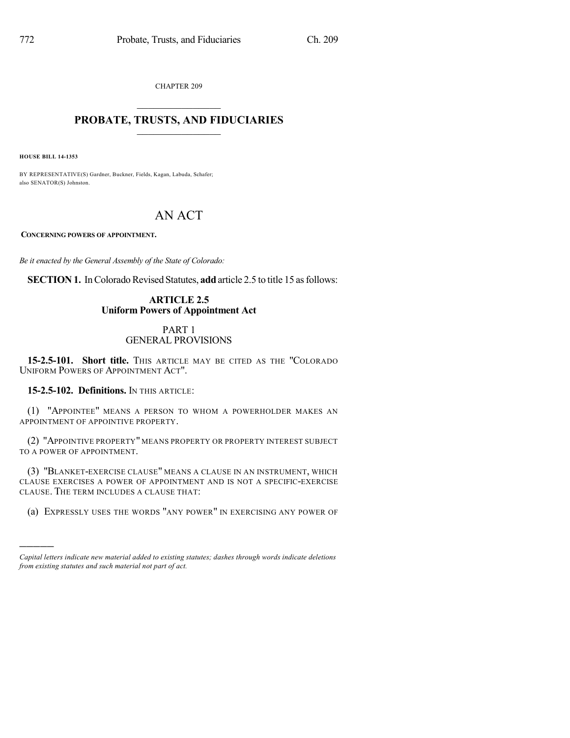CHAPTER 209

## PROBATE, TRUSTS, AND FIDUCIARIES

**HOUSE BILL 14-1353**

BY REPRESENTATIVE(S) Gardner, Buckner, Fields, Kagan, Labuda, Schafer; also SENATOR(S) Johnston.

# AN ACT

**CONCERNING POWERS OF APPOINTMENT.**

*Be it enacted by the General Assembly of the State of Colorado:*

**SECTION 1.** In Colorado Revised Statutes, **add** article 2.5 to title 15 as follows:

### ARTICLE 2.5
### Uniform Powers of Appointment Act

### PART 1
### GENERAL PROVISIONS

**15-2.5-101. Short title.** THIS ARTICLE MAY BE CITED AS THE "COLORADO UNIFORM POWERS OF APPOINTMENT ACT".

**15-2.5-102. Definitions.** IN THIS ARTICLE:

(1) "APPOINTEE" MEANS A PERSON TO WHOM A POWERHOLDER MAKES AN APPOINTMENT OF APPOINTIVE PROPERTY.

(2) "APPOINTIVE PROPERTY" MEANS PROPERTY OR PROPERTY INTEREST SUBJECT TO A POWER OF APPOINTMENT.

(3) "BLANKET-EXERCISE CLAUSE" MEANS A CLAUSE IN AN INSTRUMENT, WHICH CLAUSE EXERCISES A POWER OF APPOINTMENT AND IS NOT A SPECIFIC-EXERCISE CLAUSE. THE TERM INCLUDES A CLAUSE THAT:

(a) EXPRESSLY USES THE WORDS "ANY POWER" IN EXERCISING ANY POWER OF

---

*Capital letters indicate new material added to existing statutes; dashes through words indicate deletions from existing statutes and such material not part of act.*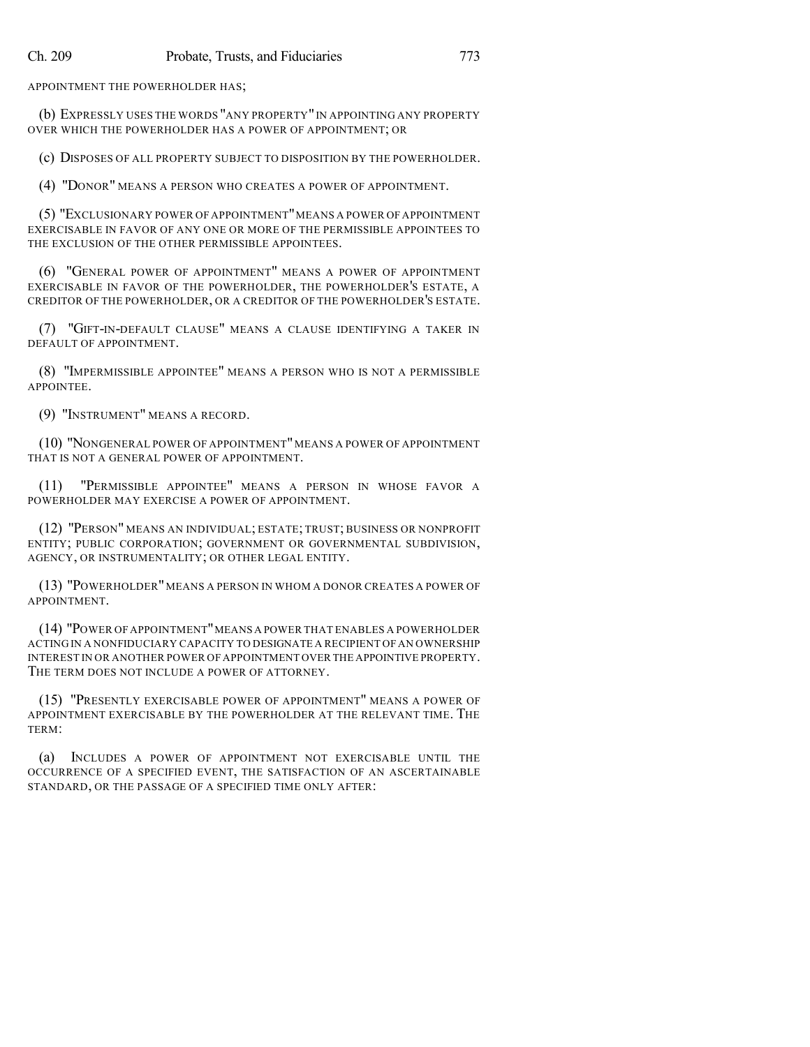APPOINTMENT THE POWERHOLDER HAS;

(b) EXPRESSLY USES THE WORDS "ANY PROPERTY" IN APPOINTING ANY PROPERTY OVER WHICH THE POWERHOLDER HAS A POWER OF APPOINTMENT; OR

(c) DISPOSES OF ALL PROPERTY SUBJECT TO DISPOSITION BY THE POWERHOLDER.

(4) "DONOR" MEANS A PERSON WHO CREATES A POWER OF APPOINTMENT.

(5) "EXCLUSIONARY POWER OF APPOINTMENT" MEANS A POWER OF APPOINTMENT EXERCISABLE IN FAVOR OF ANY ONE OR MORE OF THE PERMISSIBLE APPOINTEES TO THE EXCLUSION OF THE OTHER PERMISSIBLE APPOINTEES.

(6) "GENERAL POWER OF APPOINTMENT" MEANS A POWER OF APPOINTMENT EXERCISABLE IN FAVOR OF THE POWERHOLDER, THE POWERHOLDER'S ESTATE, A CREDITOR OF THE POWERHOLDER, OR A CREDITOR OF THE POWERHOLDER'S ESTATE.

(7) "GIFT-IN-DEFAULT CLAUSE" MEANS A CLAUSE IDENTIFYING A TAKER IN DEFAULT OF APPOINTMENT.

(8) "IMPERMISSIBLE APPOINTEE" MEANS A PERSON WHO IS NOT A PERMISSIBLE APPOINTEE.

(9) "INSTRUMENT" MEANS A RECORD.

(10) "NONGENERAL POWER OF APPOINTMENT" MEANS A POWER OF APPOINTMENT THAT IS NOT A GENERAL POWER OF APPOINTMENT.

(11) "PERMISSIBLE APPOINTEE" MEANS A PERSON IN WHOSE FAVOR A POWERHOLDER MAY EXERCISE A POWER OF APPOINTMENT.

(12) "PERSON" MEANS AN INDIVIDUAL; ESTATE; TRUST; BUSINESS OR NONPROFIT ENTITY; PUBLIC CORPORATION; GOVERNMENT OR GOVERNMENTAL SUBDIVISION, AGENCY, OR INSTRUMENTALITY; OR OTHER LEGAL ENTITY.

(13) "POWERHOLDER" MEANS A PERSON IN WHOM A DONOR CREATES A POWER OF APPOINTMENT.

(14) "POWER OF APPOINTMENT" MEANS A POWER THAT ENABLES A POWERHOLDER ACTING IN A NONFIDUCIARY CAPACITY TO DESIGNATE A RECIPIENT OF AN OWNERSHIP INTEREST IN OR ANOTHER POWER OF APPOINTMENT OVER THE APPOINTIVE PROPERTY. THE TERM DOES NOT INCLUDE A POWER OF ATTORNEY.

(15) "PRESENTLY EXERCISABLE POWER OF APPOINTMENT" MEANS A POWER OF APPOINTMENT EXERCISABLE BY THE POWERHOLDER AT THE RELEVANT TIME. THE TERM:

(a) INCLUDES A POWER OF APPOINTMENT NOT EXERCISABLE UNTIL THE OCCURRENCE OF A SPECIFIED EVENT, THE SATISFACTION OF AN ASCERTAINABLE STANDARD, OR THE PASSAGE OF A SPECIFIED TIME ONLY AFTER: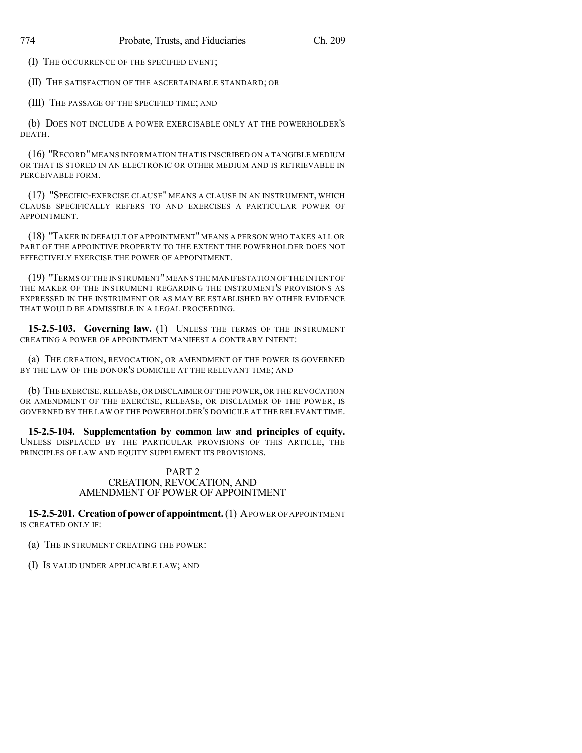(I) THE OCCURRENCE OF THE SPECIFIED EVENT;

(II) THE SATISFACTION OF THE ASCERTAINABLE STANDARD; OR

(III) THE PASSAGE OF THE SPECIFIED TIME; AND

(b) DOES NOT INCLUDE A POWER EXERCISABLE ONLY AT THE POWERHOLDER'S DEATH.

(16) "RECORD" MEANS INFORMATION THAT IS INSCRIBED ON A TANGIBLE MEDIUM OR THAT IS STORED IN AN ELECTRONIC OR OTHER MEDIUM AND IS RETRIEVABLE IN PERCEIVABLE FORM.

(17) "SPECIFIC-EXERCISE CLAUSE" MEANS A CLAUSE IN AN INSTRUMENT, WHICH CLAUSE SPECIFICALLY REFERS TO AND EXERCISES A PARTICULAR POWER OF APPOINTMENT.

(18) "TAKER IN DEFAULT OF APPOINTMENT" MEANS A PERSON WHO TAKES ALL OR PART OF THE APPOINTIVE PROPERTY TO THE EXTENT THE POWERHOLDER DOES NOT EFFECTIVELY EXERCISE THE POWER OF APPOINTMENT.

(19) "TERMS OF THE INSTRUMENT" MEANS THE MANIFESTATION OF THE INTENT OF THE MAKER OF THE INSTRUMENT REGARDING THE INSTRUMENT'S PROVISIONS AS EXPRESSED IN THE INSTRUMENT OR AS MAY BE ESTABLISHED BY OTHER EVIDENCE THAT WOULD BE ADMISSIBLE IN A LEGAL PROCEEDING.

**15-2.5-103. Governing law.** (1) UNLESS THE TERMS OF THE INSTRUMENT CREATING A POWER OF APPOINTMENT MANIFEST A CONTRARY INTENT:

(a) THE CREATION, REVOCATION, OR AMENDMENT OF THE POWER IS GOVERNED BY THE LAW OF THE DONOR'S DOMICILE AT THE RELEVANT TIME; AND

(b) THE EXERCISE, RELEASE, OR DISCLAIMER OF THE POWER, OR THE REVOCATION OR AMENDMENT OF THE EXERCISE, RELEASE, OR DISCLAIMER OF THE POWER, IS GOVERNED BY THE LAW OF THE POWERHOLDER'S DOMICILE AT THE RELEVANT TIME.

**15-2.5-104. Supplementation by common law and principles of equity.** UNLESS DISPLACED BY THE PARTICULAR PROVISIONS OF THIS ARTICLE, THE PRINCIPLES OF LAW AND EQUITY SUPPLEMENT ITS PROVISIONS.

## PART 2
## CREATION, REVOCATION, AND AMENDMENT OF POWER OF APPOINTMENT

**15-2.5-201. Creation of power of appointment.** (1) A POWER OF APPOINTMENT IS CREATED ONLY IF:

(a) THE INSTRUMENT CREATING THE POWER:

(I) IS VALID UNDER APPLICABLE LAW; AND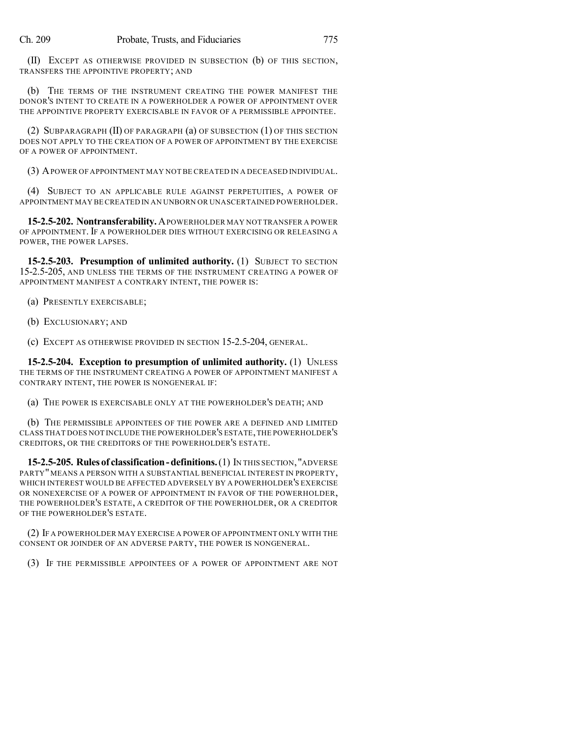(II) EXCEPT AS OTHERWISE PROVIDED IN SUBSECTION (b) OF THIS SECTION, TRANSFERS THE APPOINTIVE PROPERTY; AND

(b) THE TERMS OF THE INSTRUMENT CREATING THE POWER MANIFEST THE DONOR'S INTENT TO CREATE IN A POWERHOLDER A POWER OF APPOINTMENT OVER THE APPOINTIVE PROPERTY EXERCISABLE IN FAVOR OF A PERMISSIBLE APPOINTEE.

(2) SUBPARAGRAPH (II) OF PARAGRAPH (a) OF SUBSECTION (1) OF THIS SECTION DOES NOT APPLY TO THE CREATION OF A POWER OF APPOINTMENT BY THE EXERCISE OF A POWER OF APPOINTMENT.

(3) A POWER OF APPOINTMENT MAY NOT BE CREATED IN A DECEASED INDIVIDUAL.

(4) SUBJECT TO AN APPLICABLE RULE AGAINST PERPETUITIES, A POWER OF APPOINTMENT MAY BE CREATED IN AN UNBORN OR UNASCERTAINED POWERHOLDER.

**15-2.5-202. Nontransferability.** A POWERHOLDER MAY NOT TRANSFER A POWER OF APPOINTMENT. IF A POWERHOLDER DIES WITHOUT EXERCISING OR RELEASING A POWER, THE POWER LAPSES.

**15-2.5-203. Presumption of unlimited authority.** (1) SUBJECT TO SECTION 15-2.5-205, AND UNLESS THE TERMS OF THE INSTRUMENT CREATING A POWER OF APPOINTMENT MANIFEST A CONTRARY INTENT, THE POWER IS:

(a) PRESENTLY EXERCISABLE;

(b) EXCLUSIONARY; AND

(c) EXCEPT AS OTHERWISE PROVIDED IN SECTION 15-2.5-204, GENERAL.

**15-2.5-204. Exception to presumption of unlimited authority.** (1) UNLESS THE TERMS OF THE INSTRUMENT CREATING A POWER OF APPOINTMENT MANIFEST A CONTRARY INTENT, THE POWER IS NONGENERAL IF:

(a) THE POWER IS EXERCISABLE ONLY AT THE POWERHOLDER'S DEATH; AND

(b) THE PERMISSIBLE APPOINTEES OF THE POWER ARE A DEFINED AND LIMITED CLASS THAT DOES NOT INCLUDE THE POWERHOLDER'S ESTATE, THE POWERHOLDER'S CREDITORS, OR THE CREDITORS OF THE POWERHOLDER'S ESTATE.

**15-2.5-205. Rules of classification - definitions.** (1) IN THIS SECTION, "ADVERSE PARTY" MEANS A PERSON WITH A SUBSTANTIAL BENEFICIAL INTEREST IN PROPERTY, WHICH INTEREST WOULD BE AFFECTED ADVERSELY BY A POWERHOLDER'S EXERCISE OR NONEXERCISE OF A POWER OF APPOINTMENT IN FAVOR OF THE POWERHOLDER, THE POWERHOLDER'S ESTATE, A CREDITOR OF THE POWERHOLDER, OR A CREDITOR OF THE POWERHOLDER'S ESTATE.

(2) IF A POWERHOLDER MAY EXERCISE A POWER OF APPOINTMENT ONLY WITH THE CONSENT OR JOINDER OF AN ADVERSE PARTY, THE POWER IS NONGENERAL.

(3) IF THE PERMISSIBLE APPOINTEES OF A POWER OF APPOINTMENT ARE NOT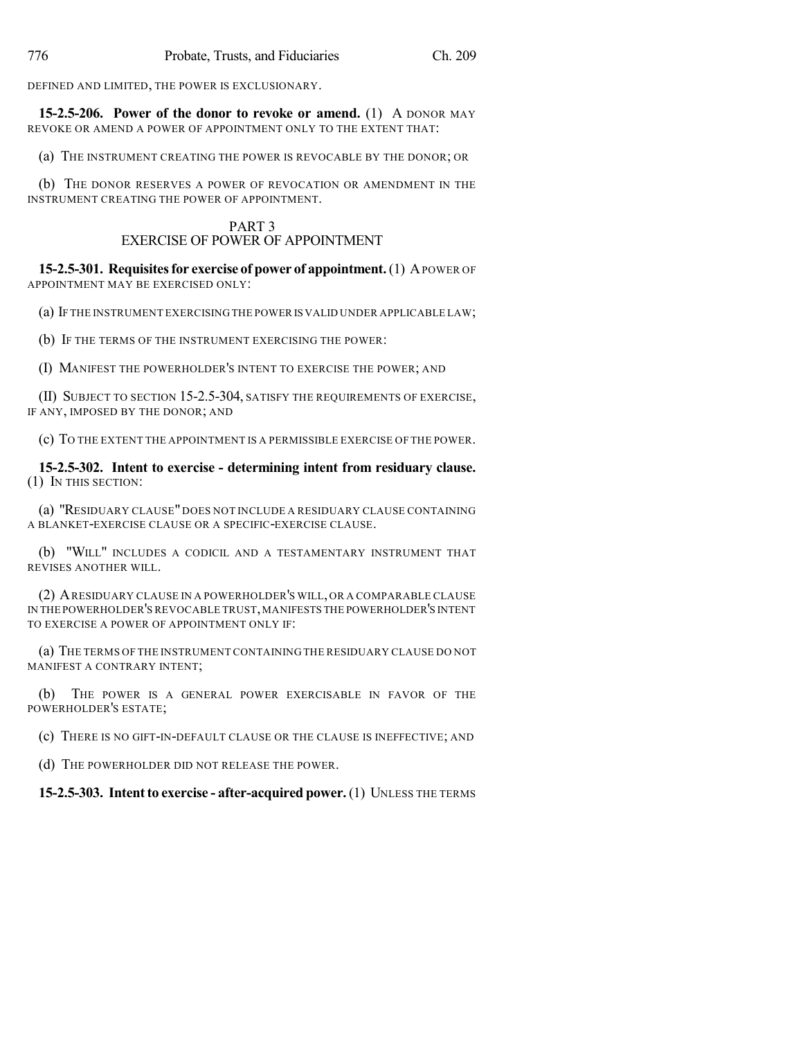DEFINED AND LIMITED, THE POWER IS EXCLUSIONARY.

**15-2.5-206. Power of the donor to revoke or amend.** (1) A DONOR MAY REVOKE OR AMEND A POWER OF APPOINTMENT ONLY TO THE EXTENT THAT:

(a) THE INSTRUMENT CREATING THE POWER IS REVOCABLE BY THE DONOR; OR

(b) THE DONOR RESERVES A POWER OF REVOCATION OR AMENDMENT IN THE INSTRUMENT CREATING THE POWER OF APPOINTMENT.

## PART 3
## EXERCISE OF POWER OF APPOINTMENT

**15-2.5-301. Requisites for exercise of power of appointment.** (1) A POWER OF APPOINTMENT MAY BE EXERCISED ONLY:

(a) IF THE INSTRUMENT EXERCISING THE POWER IS VALID UNDER APPLICABLE LAW;

(b) IF THE TERMS OF THE INSTRUMENT EXERCISING THE POWER:

(I) MANIFEST THE POWERHOLDER'S INTENT TO EXERCISE THE POWER; AND

(II) SUBJECT TO SECTION 15-2.5-304, SATISFY THE REQUIREMENTS OF EXERCISE, IF ANY, IMPOSED BY THE DONOR; AND

(c) TO THE EXTENT THE APPOINTMENT IS A PERMISSIBLE EXERCISE OF THE POWER.

**15-2.5-302. Intent to exercise - determining intent from residuary clause.** (1) IN THIS SECTION:

(a) "RESIDUARY CLAUSE" DOES NOT INCLUDE A RESIDUARY CLAUSE CONTAINING A BLANKET-EXERCISE CLAUSE OR A SPECIFIC-EXERCISE CLAUSE.

(b) "WILL" INCLUDES A CODICIL AND A TESTAMENTARY INSTRUMENT THAT REVISES ANOTHER WILL.

(2) A RESIDUARY CLAUSE IN A POWERHOLDER'S WILL, OR A COMPARABLE CLAUSE IN THE POWERHOLDER'S REVOCABLE TRUST, MANIFESTS THE POWERHOLDER'S INTENT TO EXERCISE A POWER OF APPOINTMENT ONLY IF:

(a) THE TERMS OF THE INSTRUMENT CONTAINING THE RESIDUARY CLAUSE DO NOT MANIFEST A CONTRARY INTENT;

(b) THE POWER IS A GENERAL POWER EXERCISABLE IN FAVOR OF THE POWERHOLDER'S ESTATE;

(c) THERE IS NO GIFT-IN-DEFAULT CLAUSE OR THE CLAUSE IS INEFFECTIVE; AND

(d) THE POWERHOLDER DID NOT RELEASE THE POWER.

**15-2.5-303. Intent to exercise - after-acquired power.** (1) UNLESS THE TERMS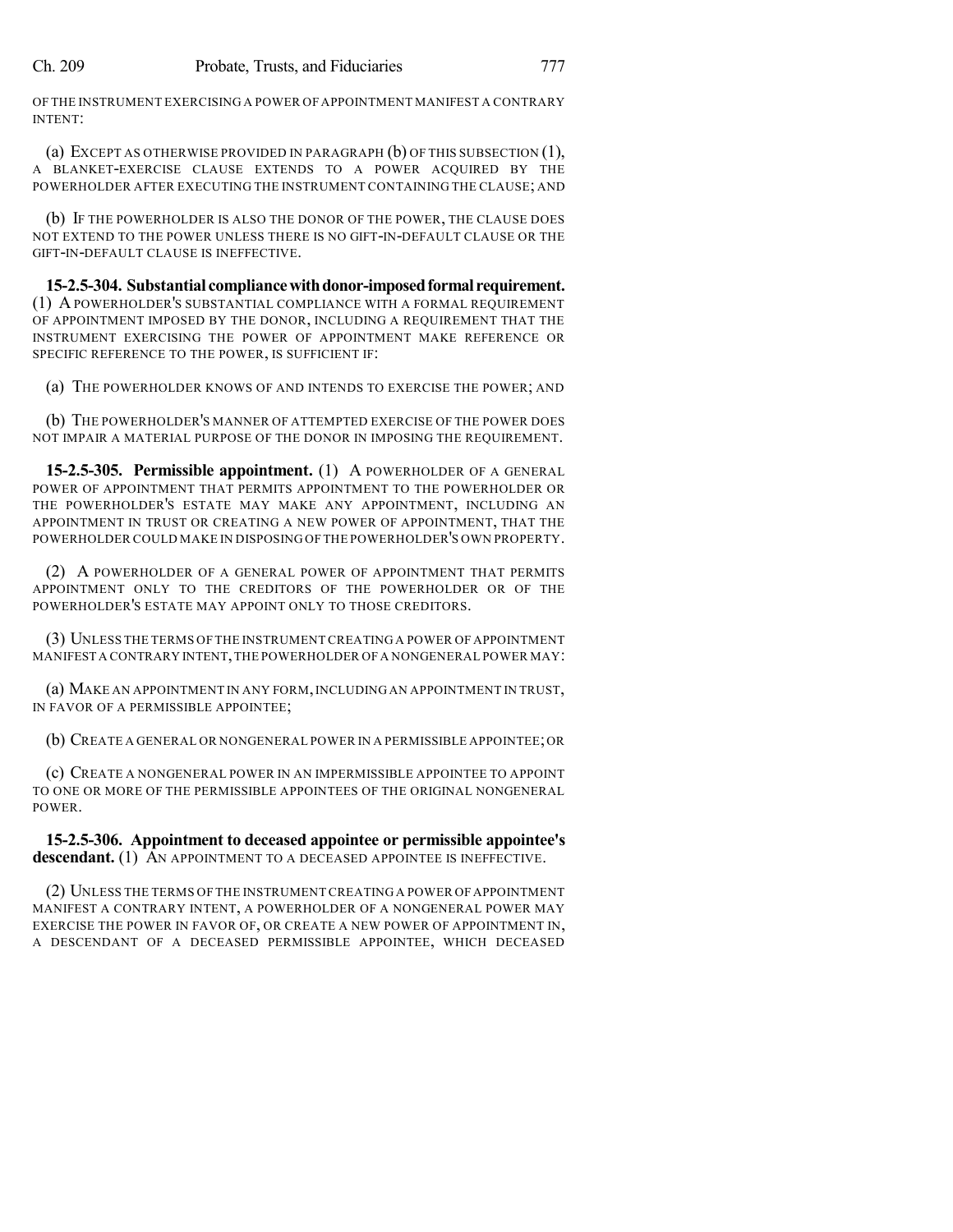OF THE INSTRUMENT EXERCISING A POWER OF APPOINTMENT MANIFEST A CONTRARY INTENT:

(a) EXCEPT AS OTHERWISE PROVIDED IN PARAGRAPH (b) OF THIS SUBSECTION (1), A BLANKET-EXERCISE CLAUSE EXTENDS TO A POWER ACQUIRED BY THE POWERHOLDER AFTER EXECUTING THE INSTRUMENT CONTAINING THE CLAUSE; AND

(b) IF THE POWERHOLDER IS ALSO THE DONOR OF THE POWER, THE CLAUSE DOES NOT EXTEND TO THE POWER UNLESS THERE IS NO GIFT-IN-DEFAULT CLAUSE OR THE GIFT-IN-DEFAULT CLAUSE IS INEFFECTIVE.

**15-2.5-304. Substantial compliance with donor-imposed formal requirement.** (1) A POWERHOLDER'S SUBSTANTIAL COMPLIANCE WITH A FORMAL REQUIREMENT OF APPOINTMENT IMPOSED BY THE DONOR, INCLUDING A REQUIREMENT THAT THE INSTRUMENT EXERCISING THE POWER OF APPOINTMENT MAKE REFERENCE OR SPECIFIC REFERENCE TO THE POWER, IS SUFFICIENT IF:

(a) THE POWERHOLDER KNOWS OF AND INTENDS TO EXERCISE THE POWER; AND

(b) THE POWERHOLDER'S MANNER OF ATTEMPTED EXERCISE OF THE POWER DOES NOT IMPAIR A MATERIAL PURPOSE OF THE DONOR IN IMPOSING THE REQUIREMENT.

**15-2.5-305. Permissible appointment.** (1) A POWERHOLDER OF A GENERAL POWER OF APPOINTMENT THAT PERMITS APPOINTMENT TO THE POWERHOLDER OR THE POWERHOLDER'S ESTATE MAY MAKE ANY APPOINTMENT, INCLUDING AN APPOINTMENT IN TRUST OR CREATING A NEW POWER OF APPOINTMENT, THAT THE POWERHOLDER COULD MAKE IN DISPOSING OF THE POWERHOLDER'S OWN PROPERTY.

(2) A POWERHOLDER OF A GENERAL POWER OF APPOINTMENT THAT PERMITS APPOINTMENT ONLY TO THE CREDITORS OF THE POWERHOLDER OR OF THE POWERHOLDER'S ESTATE MAY APPOINT ONLY TO THOSE CREDITORS.

(3) UNLESS THE TERMS OF THE INSTRUMENT CREATING A POWER OF APPOINTMENT MANIFEST A CONTRARY INTENT, THE POWERHOLDER OF A NONGENERAL POWER MAY:

(a) MAKE AN APPOINTMENT IN ANY FORM, INCLUDING AN APPOINTMENT IN TRUST, IN FAVOR OF A PERMISSIBLE APPOINTEE;

(b) CREATE A GENERAL OR NONGENERAL POWER IN A PERMISSIBLE APPOINTEE; OR

(c) CREATE A NONGENERAL POWER IN AN IMPERMISSIBLE APPOINTEE TO APPOINT TO ONE OR MORE OF THE PERMISSIBLE APPOINTEES OF THE ORIGINAL NONGENERAL POWER.

**15-2.5-306. Appointment to deceased appointee or permissible appointee's descendant.** (1) AN APPOINTMENT TO A DECEASED APPOINTEE IS INEFFECTIVE.

(2) UNLESS THE TERMS OF THE INSTRUMENT CREATING A POWER OF APPOINTMENT MANIFEST A CONTRARY INTENT, A POWERHOLDER OF A NONGENERAL POWER MAY EXERCISE THE POWER IN FAVOR OF, OR CREATE A NEW POWER OF APPOINTMENT IN, A DESCENDANT OF A DECEASED PERMISSIBLE APPOINTEE, WHICH DECEASED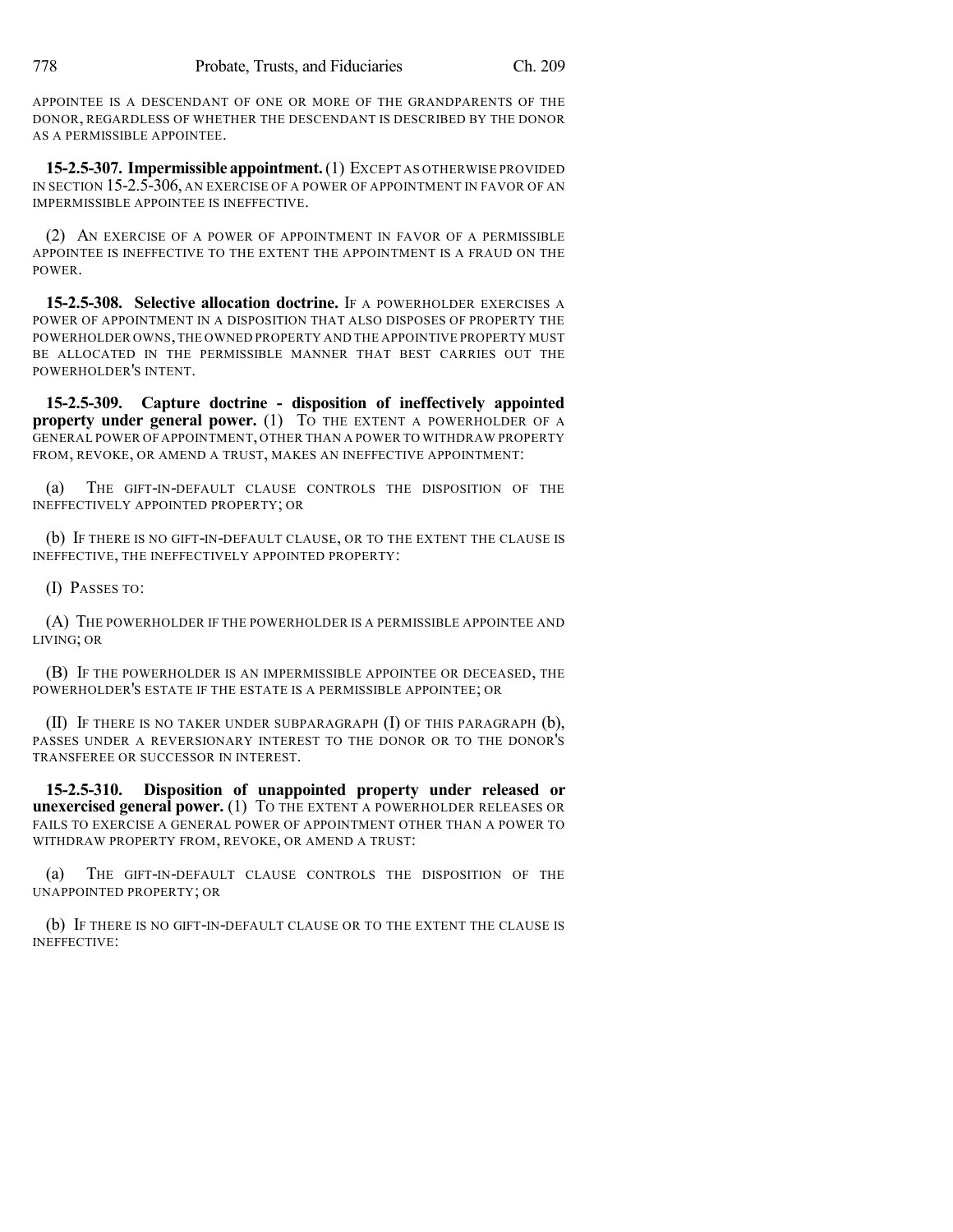APPOINTEE IS A DESCENDANT OF ONE OR MORE OF THE GRANDPARENTS OF THE DONOR, REGARDLESS OF WHETHER THE DESCENDANT IS DESCRIBED BY THE DONOR AS A PERMISSIBLE APPOINTEE.

**15-2.5-307. Impermissible appointment.** (1) EXCEPT AS OTHERWISE PROVIDED IN SECTION 15-2.5-306, AN EXERCISE OF A POWER OF APPOINTMENT IN FAVOR OF AN IMPERMISSIBLE APPOINTEE IS INEFFECTIVE.

(2) AN EXERCISE OF A POWER OF APPOINTMENT IN FAVOR OF A PERMISSIBLE APPOINTEE IS INEFFECTIVE TO THE EXTENT THE APPOINTMENT IS A FRAUD ON THE POWER.

**15-2.5-308. Selective allocation doctrine.** IF A POWERHOLDER EXERCISES A POWER OF APPOINTMENT IN A DISPOSITION THAT ALSO DISPOSES OF PROPERTY THE POWERHOLDER OWNS, THE OWNED PROPERTY AND THE APPOINTIVE PROPERTY MUST BE ALLOCATED IN THE PERMISSIBLE MANNER THAT BEST CARRIES OUT THE POWERHOLDER'S INTENT.

**15-2.5-309. Capture doctrine - disposition of ineffectively appointed property under general power.** (1) TO THE EXTENT A POWERHOLDER OF A GENERAL POWER OF APPOINTMENT, OTHER THAN A POWER TO WITHDRAW PROPERTY FROM, REVOKE, OR AMEND A TRUST, MAKES AN INEFFECTIVE APPOINTMENT:

(a) THE GIFT-IN-DEFAULT CLAUSE CONTROLS THE DISPOSITION OF THE INEFFECTIVELY APPOINTED PROPERTY; OR

(b) IF THERE IS NO GIFT-IN-DEFAULT CLAUSE, OR TO THE EXTENT THE CLAUSE IS INEFFECTIVE, THE INEFFECTIVELY APPOINTED PROPERTY:

(I) PASSES TO:

(A) THE POWERHOLDER IF THE POWERHOLDER IS A PERMISSIBLE APPOINTEE AND LIVING; OR

(B) IF THE POWERHOLDER IS AN IMPERMISSIBLE APPOINTEE OR DECEASED, THE POWERHOLDER'S ESTATE IF THE ESTATE IS A PERMISSIBLE APPOINTEE; OR

(II) IF THERE IS NO TAKER UNDER SUBPARAGRAPH (I) OF THIS PARAGRAPH (b), PASSES UNDER A REVERSIONARY INTEREST TO THE DONOR OR TO THE DONOR'S TRANSFEREE OR SUCCESSOR IN INTEREST.

**15-2.5-310. Disposition of unappointed property under released or unexercised general power.** (1) TO THE EXTENT A POWERHOLDER RELEASES OR FAILS TO EXERCISE A GENERAL POWER OF APPOINTMENT OTHER THAN A POWER TO WITHDRAW PROPERTY FROM, REVOKE, OR AMEND A TRUST:

(a) THE GIFT-IN-DEFAULT CLAUSE CONTROLS THE DISPOSITION OF THE UNAPPOINTED PROPERTY; OR

(b) IF THERE IS NO GIFT-IN-DEFAULT CLAUSE OR TO THE EXTENT THE CLAUSE IS INEFFECTIVE: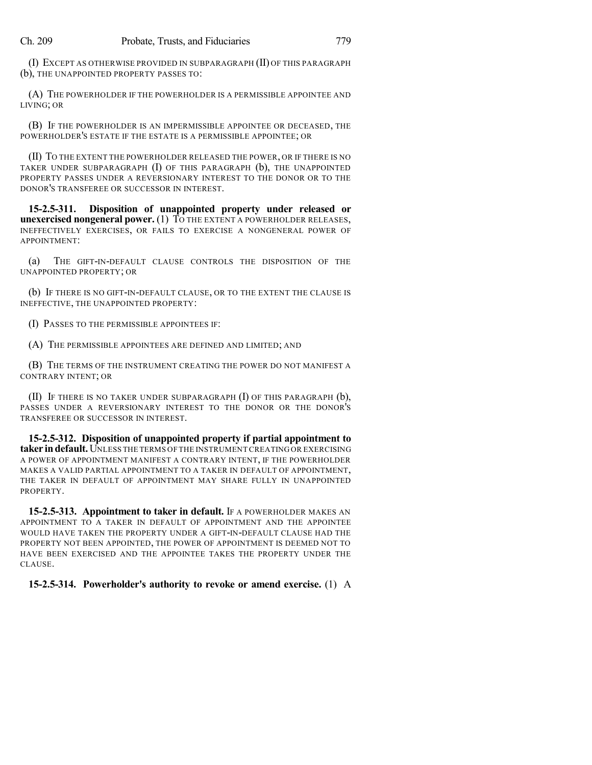(I) EXCEPT AS OTHERWISE PROVIDED IN SUBPARAGRAPH (II) OF THIS PARAGRAPH (b), THE UNAPPOINTED PROPERTY PASSES TO:

(A) THE POWERHOLDER IF THE POWERHOLDER IS A PERMISSIBLE APPOINTEE AND LIVING; OR

(B) IF THE POWERHOLDER IS AN IMPERMISSIBLE APPOINTEE OR DECEASED, THE POWERHOLDER'S ESTATE IF THE ESTATE IS A PERMISSIBLE APPOINTEE; OR

(II) TO THE EXTENT THE POWERHOLDER RELEASED THE POWER, OR IF THERE IS NO TAKER UNDER SUBPARAGRAPH (I) OF THIS PARAGRAPH (b), THE UNAPPOINTED PROPERTY PASSES UNDER A REVERSIONARY INTEREST TO THE DONOR OR TO THE DONOR'S TRANSFEREE OR SUCCESSOR IN INTEREST.

**15-2.5-311. Disposition of unappointed property under released or unexercised nongeneral power.** (1) TO THE EXTENT A POWERHOLDER RELEASES, INEFFECTIVELY EXERCISES, OR FAILS TO EXERCISE A NONGENERAL POWER OF APPOINTMENT:

(a) THE GIFT-IN-DEFAULT CLAUSE CONTROLS THE DISPOSITION OF THE UNAPPOINTED PROPERTY; OR

(b) IF THERE IS NO GIFT-IN-DEFAULT CLAUSE, OR TO THE EXTENT THE CLAUSE IS INEFFECTIVE, THE UNAPPOINTED PROPERTY:

(I) PASSES TO THE PERMISSIBLE APPOINTEES IF:

(A) THE PERMISSIBLE APPOINTEES ARE DEFINED AND LIMITED; AND

(B) THE TERMS OF THE INSTRUMENT CREATING THE POWER DO NOT MANIFEST A CONTRARY INTENT; OR

(II) IF THERE IS NO TAKER UNDER SUBPARAGRAPH (I) OF THIS PARAGRAPH (b), PASSES UNDER A REVERSIONARY INTEREST TO THE DONOR OR THE DONOR'S TRANSFEREE OR SUCCESSOR IN INTEREST.

**15-2.5-312. Disposition of unappointed property if partial appointment to taker in default.** UNLESS THE TERMS OF THE INSTRUMENT CREATING OR EXERCISING A POWER OF APPOINTMENT MANIFEST A CONTRARY INTENT, IF THE POWERHOLDER MAKES A VALID PARTIAL APPOINTMENT TO A TAKER IN DEFAULT OF APPOINTMENT, THE TAKER IN DEFAULT OF APPOINTMENT MAY SHARE FULLY IN UNAPPOINTED PROPERTY.

**15-2.5-313. Appointment to taker in default.** IF A POWERHOLDER MAKES AN APPOINTMENT TO A TAKER IN DEFAULT OF APPOINTMENT AND THE APPOINTEE WOULD HAVE TAKEN THE PROPERTY UNDER A GIFT-IN-DEFAULT CLAUSE HAD THE PROPERTY NOT BEEN APPOINTED, THE POWER OF APPOINTMENT IS DEEMED NOT TO HAVE BEEN EXERCISED AND THE APPOINTEE TAKES THE PROPERTY UNDER THE CLAUSE.

**15-2.5-314. Powerholder's authority to revoke or amend exercise.** (1) A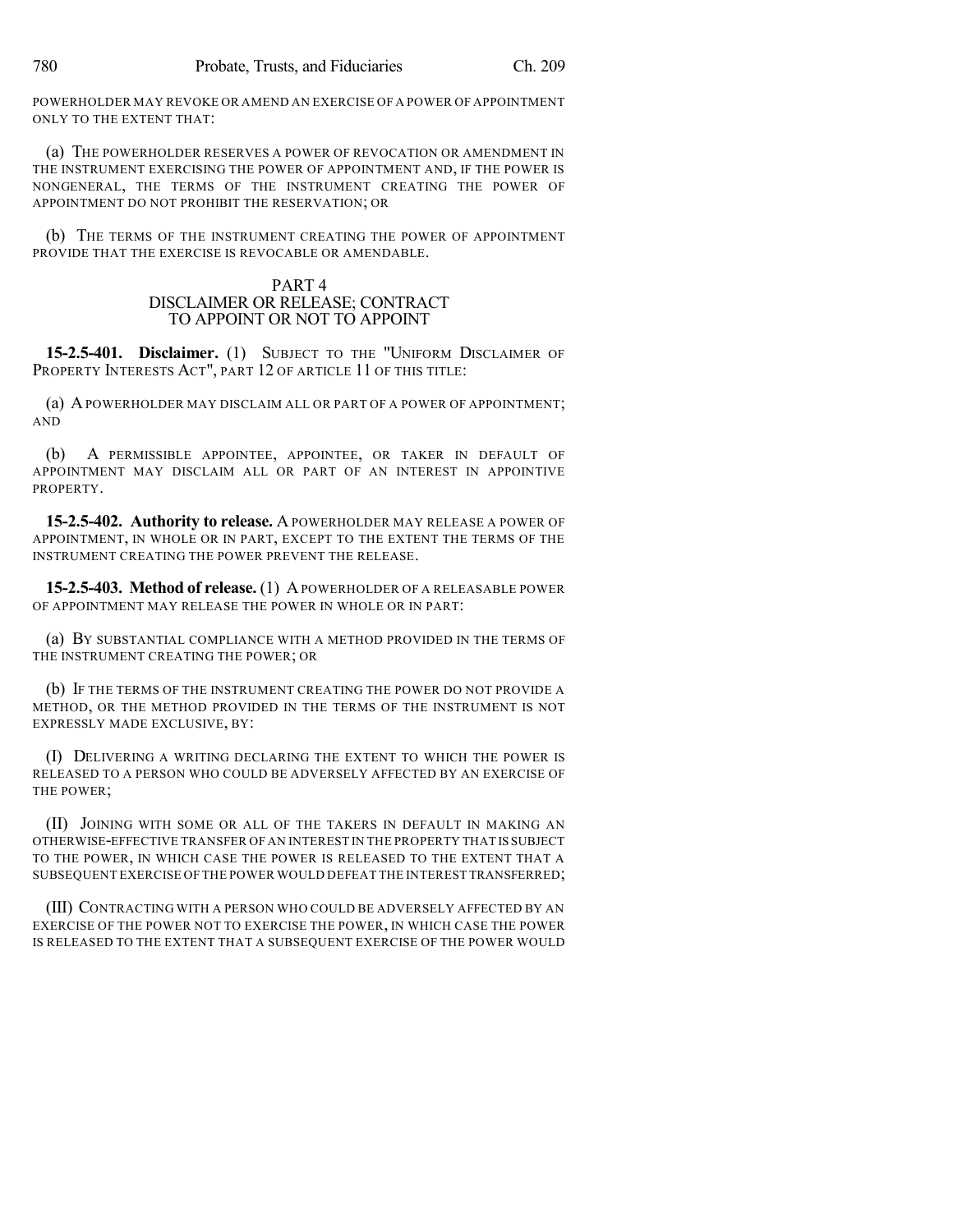POWERHOLDER MAY REVOKE OR AMEND AN EXERCISE OF A POWER OF APPOINTMENT ONLY TO THE EXTENT THAT:

(a) THE POWERHOLDER RESERVES A POWER OF REVOCATION OR AMENDMENT IN THE INSTRUMENT EXERCISING THE POWER OF APPOINTMENT AND, IF THE POWER IS NONGENERAL, THE TERMS OF THE INSTRUMENT CREATING THE POWER OF APPOINTMENT DO NOT PROHIBIT THE RESERVATION; OR

(b) THE TERMS OF THE INSTRUMENT CREATING THE POWER OF APPOINTMENT PROVIDE THAT THE EXERCISE IS REVOCABLE OR AMENDABLE.

## PART 4
## DISCLAIMER OR RELEASE; CONTRACT TO APPOINT OR NOT TO APPOINT

**15-2.5-401. Disclaimer.** (1) SUBJECT TO THE "UNIFORM DISCLAIMER OF PROPERTY INTERESTS ACT", PART 12 OF ARTICLE 11 OF THIS TITLE:

(a) A POWERHOLDER MAY DISCLAIM ALL OR PART OF A POWER OF APPOINTMENT; AND

(b) A PERMISSIBLE APPOINTEE, APPOINTEE, OR TAKER IN DEFAULT OF APPOINTMENT MAY DISCLAIM ALL OR PART OF AN INTEREST IN APPOINTIVE PROPERTY.

**15-2.5-402. Authority to release.** A POWERHOLDER MAY RELEASE A POWER OF APPOINTMENT, IN WHOLE OR IN PART, EXCEPT TO THE EXTENT THE TERMS OF THE INSTRUMENT CREATING THE POWER PREVENT THE RELEASE.

**15-2.5-403. Method of release.** (1) A POWERHOLDER OF A RELEASABLE POWER OF APPOINTMENT MAY RELEASE THE POWER IN WHOLE OR IN PART:

(a) BY SUBSTANTIAL COMPLIANCE WITH A METHOD PROVIDED IN THE TERMS OF THE INSTRUMENT CREATING THE POWER; OR

(b) IF THE TERMS OF THE INSTRUMENT CREATING THE POWER DO NOT PROVIDE A METHOD, OR THE METHOD PROVIDED IN THE TERMS OF THE INSTRUMENT IS NOT EXPRESSLY MADE EXCLUSIVE, BY:

(I) DELIVERING A WRITING DECLARING THE EXTENT TO WHICH THE POWER IS RELEASED TO A PERSON WHO COULD BE ADVERSELY AFFECTED BY AN EXERCISE OF THE POWER;

(II) JOINING WITH SOME OR ALL OF THE TAKERS IN DEFAULT IN MAKING AN OTHERWISE-EFFECTIVE TRANSFER OF AN INTEREST IN THE PROPERTY THAT IS SUBJECT TO THE POWER, IN WHICH CASE THE POWER IS RELEASED TO THE EXTENT THAT A SUBSEQUENT EXERCISE OF THE POWER WOULD DEFEAT THE INTEREST TRANSFERRED;

(III) CONTRACTING WITH A PERSON WHO COULD BE ADVERSELY AFFECTED BY AN EXERCISE OF THE POWER NOT TO EXERCISE THE POWER, IN WHICH CASE THE POWER IS RELEASED TO THE EXTENT THAT A SUBSEQUENT EXERCISE OF THE POWER WOULD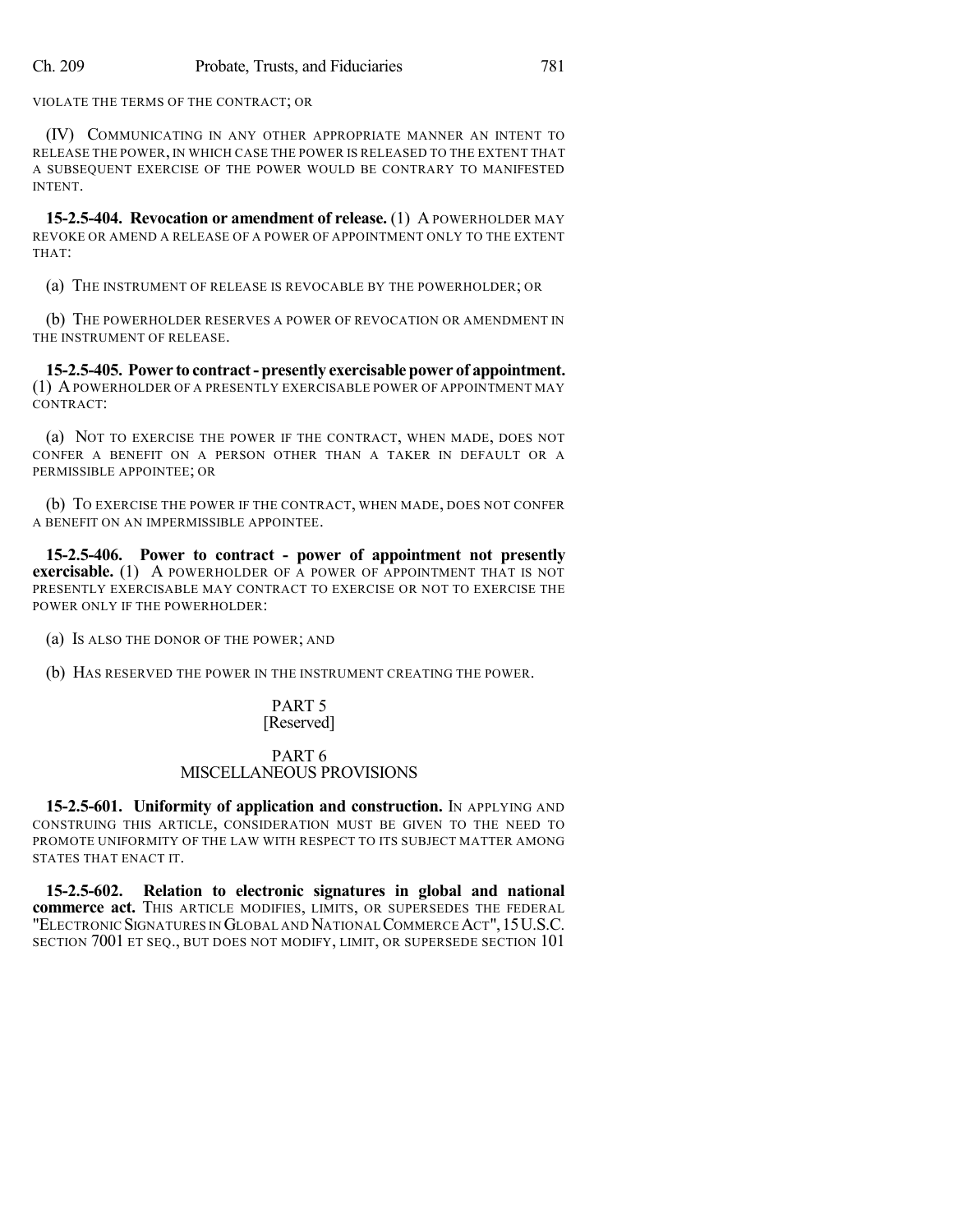VIOLATE THE TERMS OF THE CONTRACT; OR

(IV) COMMUNICATING IN ANY OTHER APPROPRIATE MANNER AN INTENT TO RELEASE THE POWER, IN WHICH CASE THE POWER IS RELEASED TO THE EXTENT THAT A SUBSEQUENT EXERCISE OF THE POWER WOULD BE CONTRARY TO MANIFESTED INTENT.

**15-2.5-404. Revocation or amendment of release.** (1) A POWERHOLDER MAY REVOKE OR AMEND A RELEASE OF A POWER OF APPOINTMENT ONLY TO THE EXTENT THAT:

(a) THE INSTRUMENT OF RELEASE IS REVOCABLE BY THE POWERHOLDER; OR

(b) THE POWERHOLDER RESERVES A POWER OF REVOCATION OR AMENDMENT IN THE INSTRUMENT OF RELEASE.

**15-2.5-405. Power to contract - presently exercisable power of appointment.** (1) A POWERHOLDER OF A PRESENTLY EXERCISABLE POWER OF APPOINTMENT MAY CONTRACT:

(a) NOT TO EXERCISE THE POWER IF THE CONTRACT, WHEN MADE, DOES NOT CONFER A BENEFIT ON A PERSON OTHER THAN A TAKER IN DEFAULT OR A PERMISSIBLE APPOINTEE; OR

(b) TO EXERCISE THE POWER IF THE CONTRACT, WHEN MADE, DOES NOT CONFER A BENEFIT ON AN IMPERMISSIBLE APPOINTEE.

**15-2.5-406. Power to contract - power of appointment not presently exercisable.** (1) A POWERHOLDER OF A POWER OF APPOINTMENT THAT IS NOT PRESENTLY EXERCISABLE MAY CONTRACT TO EXERCISE OR NOT TO EXERCISE THE POWER ONLY IF THE POWERHOLDER:

(a) IS ALSO THE DONOR OF THE POWER; AND

(b) HAS RESERVED THE POWER IN THE INSTRUMENT CREATING THE POWER.

## PART 5
[Reserved]

## PART 6
## MISCELLANEOUS PROVISIONS

**15-2.5-601. Uniformity of application and construction.** IN APPLYING AND CONSTRUING THIS ARTICLE, CONSIDERATION MUST BE GIVEN TO THE NEED TO PROMOTE UNIFORMITY OF THE LAW WITH RESPECT TO ITS SUBJECT MATTER AMONG STATES THAT ENACT IT.

**15-2.5-602. Relation to electronic signatures in global and national commerce act.** THIS ARTICLE MODIFIES, LIMITS, OR SUPERSEDES THE FEDERAL "ELECTRONIC SIGNATURES IN GLOBAL AND NATIONAL COMMERCE ACT", 15 U.S.C. SECTION 7001 ET SEQ., BUT DOES NOT MODIFY, LIMIT, OR SUPERSEDE SECTION 101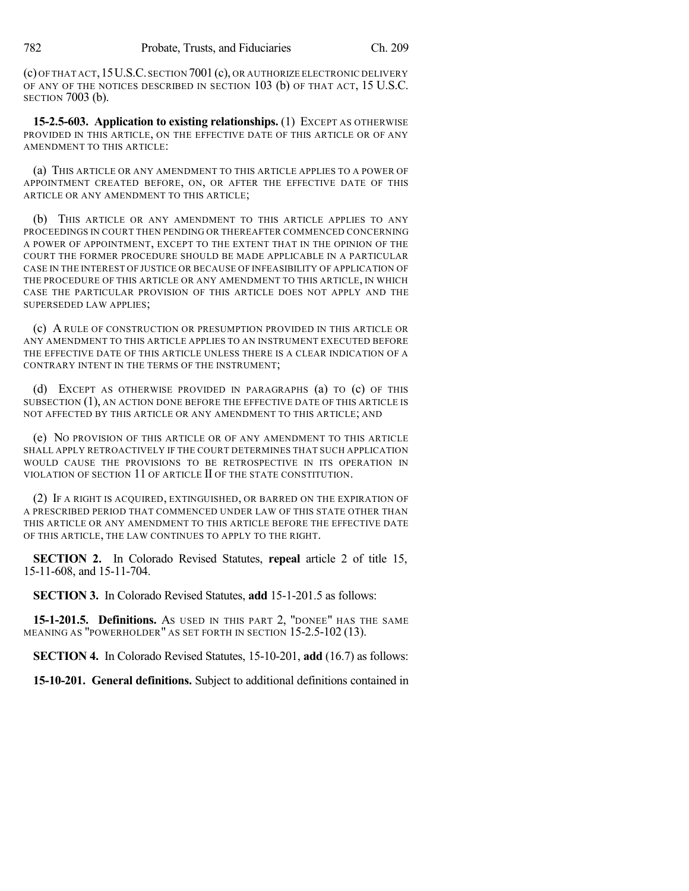(c) OF THAT ACT, 15 U.S.C. SECTION 7001 (c), OR AUTHORIZE ELECTRONIC DELIVERY OF ANY OF THE NOTICES DESCRIBED IN SECTION 103 (b) OF THAT ACT, 15 U.S.C. SECTION 7003 (b).

**15-2.5-603. Application to existing relationships.** (1) EXCEPT AS OTHERWISE PROVIDED IN THIS ARTICLE, ON THE EFFECTIVE DATE OF THIS ARTICLE OR OF ANY AMENDMENT TO THIS ARTICLE:

(a) THIS ARTICLE OR ANY AMENDMENT TO THIS ARTICLE APPLIES TO A POWER OF APPOINTMENT CREATED BEFORE, ON, OR AFTER THE EFFECTIVE DATE OF THIS ARTICLE OR ANY AMENDMENT TO THIS ARTICLE;

(b) THIS ARTICLE OR ANY AMENDMENT TO THIS ARTICLE APPLIES TO ANY PROCEEDINGS IN COURT THEN PENDING OR THEREAFTER COMMENCED CONCERNING A POWER OF APPOINTMENT, EXCEPT TO THE EXTENT THAT IN THE OPINION OF THE COURT THE FORMER PROCEDURE SHOULD BE MADE APPLICABLE IN A PARTICULAR CASE IN THE INTEREST OF JUSTICE OR BECAUSE OF INFEASIBILITY OF APPLICATION OF THE PROCEDURE OF THIS ARTICLE OR ANY AMENDMENT TO THIS ARTICLE, IN WHICH CASE THE PARTICULAR PROVISION OF THIS ARTICLE DOES NOT APPLY AND THE SUPERSEDED LAW APPLIES;

(c) A RULE OF CONSTRUCTION OR PRESUMPTION PROVIDED IN THIS ARTICLE OR ANY AMENDMENT TO THIS ARTICLE APPLIES TO AN INSTRUMENT EXECUTED BEFORE THE EFFECTIVE DATE OF THIS ARTICLE UNLESS THERE IS A CLEAR INDICATION OF A CONTRARY INTENT IN THE TERMS OF THE INSTRUMENT;

(d) EXCEPT AS OTHERWISE PROVIDED IN PARAGRAPHS (a) TO (c) OF THIS SUBSECTION (1), AN ACTION DONE BEFORE THE EFFECTIVE DATE OF THIS ARTICLE IS NOT AFFECTED BY THIS ARTICLE OR ANY AMENDMENT TO THIS ARTICLE; AND

(e) NO PROVISION OF THIS ARTICLE OR OF ANY AMENDMENT TO THIS ARTICLE SHALL APPLY RETROACTIVELY IF THE COURT DETERMINES THAT SUCH APPLICATION WOULD CAUSE THE PROVISIONS TO BE RETROSPECTIVE IN ITS OPERATION IN VIOLATION OF SECTION 11 OF ARTICLE II OF THE STATE CONSTITUTION.

(2) IF A RIGHT IS ACQUIRED, EXTINGUISHED, OR BARRED ON THE EXPIRATION OF A PRESCRIBED PERIOD THAT COMMENCED UNDER LAW OF THIS STATE OTHER THAN THIS ARTICLE OR ANY AMENDMENT TO THIS ARTICLE BEFORE THE EFFECTIVE DATE OF THIS ARTICLE, THE LAW CONTINUES TO APPLY TO THE RIGHT.

**SECTION 2.** In Colorado Revised Statutes, **repeal** article 2 of title 15, 15-11-608, and 15-11-704.

**SECTION 3.** In Colorado Revised Statutes, **add** 15-1-201.5 as follows:

**15-1-201.5. Definitions.** AS USED IN THIS PART 2, "DONEE" HAS THE SAME MEANING AS "POWERHOLDER" AS SET FORTH IN SECTION 15-2.5-102 (13).

**SECTION 4.** In Colorado Revised Statutes, 15-10-201, **add** (16.7) as follows:

**15-10-201. General definitions.** Subject to additional definitions contained in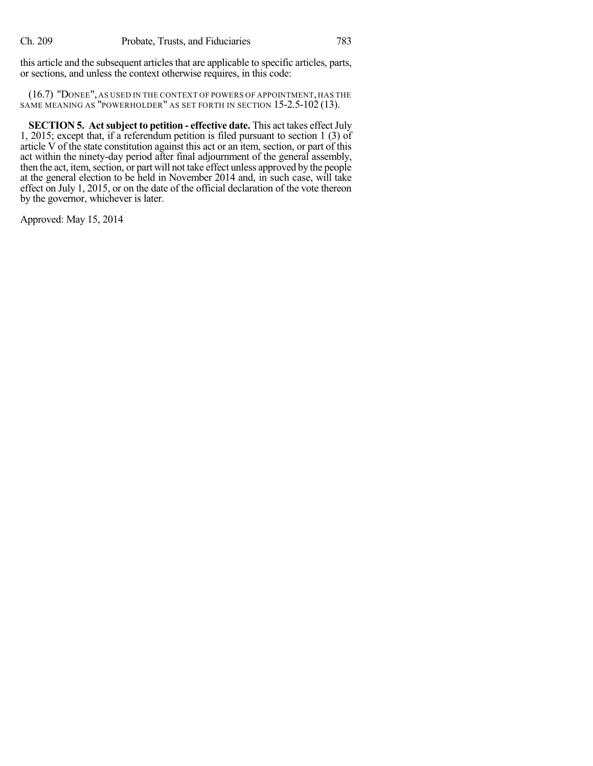this article and the subsequent articles that are applicable to specific articles, parts, or sections, and unless the context otherwise requires, in this code:

(16.7) "DONEE", AS USED IN THE CONTEXT OF POWERS OF APPOINTMENT, HAS THE SAME MEANING AS "POWERHOLDER" AS SET FORTH IN SECTION 15-2.5-102 (13).

**SECTION 5. Act subject to petition - effective date.** This act takes effect July 1, 2015; except that, if a referendum petition is filed pursuant to section 1 (3) of article V of the state constitution against this act or an item, section, or part of this act within the ninety-day period after final adjournment of the general assembly, then the act, item, section, or part will not take effect unless approved by the people at the general election to be held in November 2014 and, in such case, will take effect on July 1, 2015, or on the date of the official declaration of the vote thereon by the governor, whichever is later.

Approved: May 15, 2014